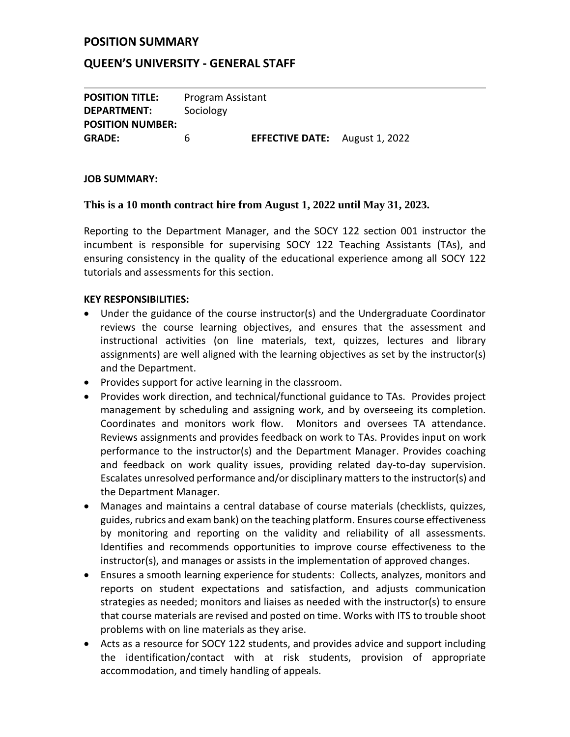## POSITION SUMMARY

## QUEEN'S UNIVERSITY - GENERAL STAFF

| | | | |
|---|---|---|---|
| **POSITION TITLE:** | Program Assistant | | |
| **DEPARTMENT:** | Sociology | | |
| **POSITION NUMBER:** | | | |
| **GRADE:** | 6 | **EFFECTIVE DATE:** | August 1, 2022 |

**JOB SUMMARY:**

**This is a 10 month contract hire from August 1, 2022 until May 31, 2023.**

Reporting to the Department Manager, and the SOCY 122 section 001 instructor the incumbent is responsible for supervising SOCY 122 Teaching Assistants (TAs), and ensuring consistency in the quality of the educational experience among all SOCY 122 tutorials and assessments for this section.

**KEY RESPONSIBILITIES:**

- Under the guidance of the course instructor(s) and the Undergraduate Coordinator reviews the course learning objectives, and ensures that the assessment and instructional activities (on line materials, text, quizzes, lectures and library assignments) are well aligned with the learning objectives as set by the instructor(s) and the Department.
- Provides support for active learning in the classroom.
- Provides work direction, and technical/functional guidance to TAs. Provides project management by scheduling and assigning work, and by overseeing its completion. Coordinates and monitors work flow. Monitors and oversees TA attendance. Reviews assignments and provides feedback on work to TAs. Provides input on work performance to the instructor(s) and the Department Manager. Provides coaching and feedback on work quality issues, providing related day-to-day supervision. Escalates unresolved performance and/or disciplinary matters to the instructor(s) and the Department Manager.
- Manages and maintains a central database of course materials (checklists, quizzes, guides, rubrics and exam bank) on the teaching platform. Ensures course effectiveness by monitoring and reporting on the validity and reliability of all assessments. Identifies and recommends opportunities to improve course effectiveness to the instructor(s), and manages or assists in the implementation of approved changes.
- Ensures a smooth learning experience for students: Collects, analyzes, monitors and reports on student expectations and satisfaction, and adjusts communication strategies as needed; monitors and liaises as needed with the instructor(s) to ensure that course materials are revised and posted on time. Works with ITS to trouble shoot problems with on line materials as they arise.
- Acts as a resource for SOCY 122 students, and provides advice and support including the identification/contact with at risk students, provision of appropriate accommodation, and timely handling of appeals.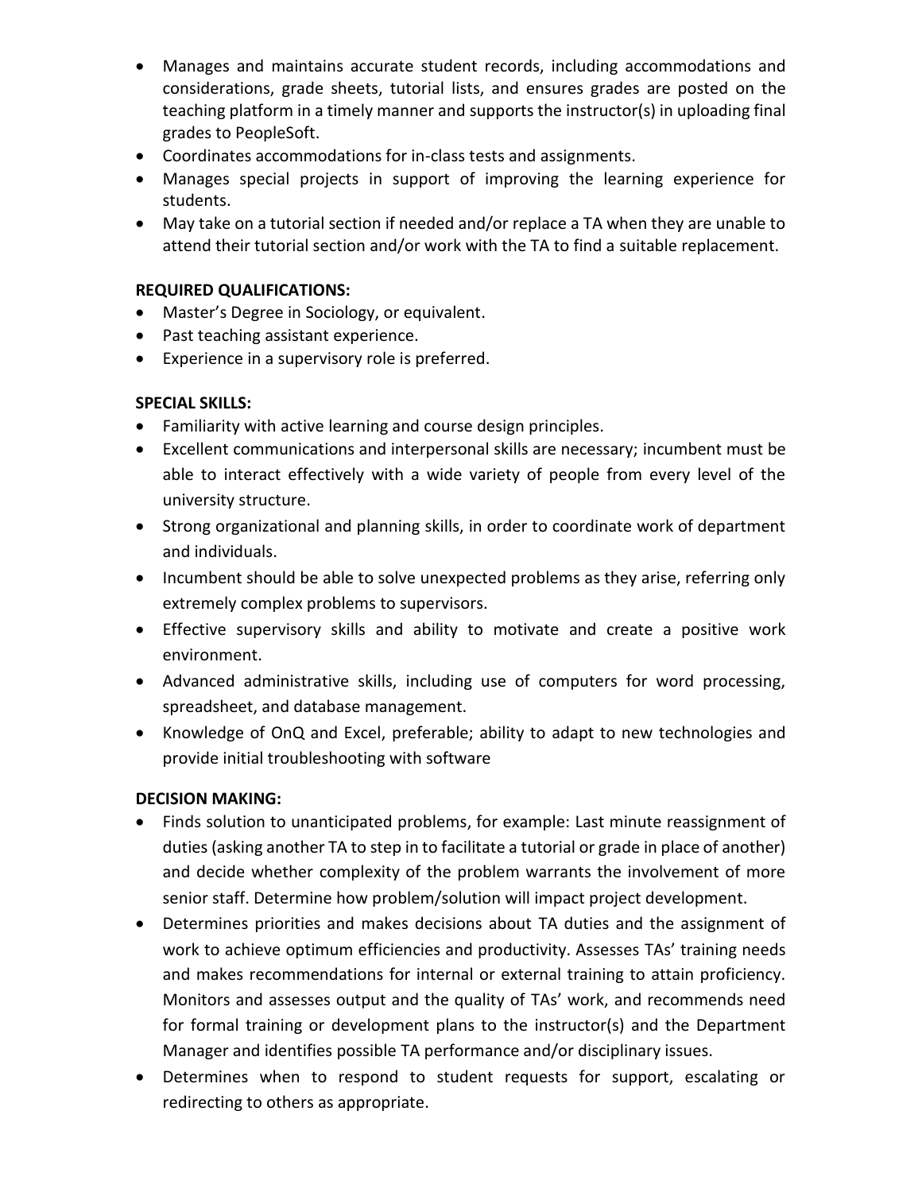- Manages and maintains accurate student records, including accommodations and considerations, grade sheets, tutorial lists, and ensures grades are posted on the teaching platform in a timely manner and supports the instructor(s) in uploading final grades to PeopleSoft.
- Coordinates accommodations for in-class tests and assignments.
- Manages special projects in support of improving the learning experience for students.
- May take on a tutorial section if needed and/or replace a TA when they are unable to attend their tutorial section and/or work with the TA to find a suitable replacement.

**REQUIRED QUALIFICATIONS:**

- Master's Degree in Sociology, or equivalent.
- Past teaching assistant experience.
- Experience in a supervisory role is preferred.

**SPECIAL SKILLS:**

- Familiarity with active learning and course design principles.
- Excellent communications and interpersonal skills are necessary; incumbent must be able to interact effectively with a wide variety of people from every level of the university structure.
- Strong organizational and planning skills, in order to coordinate work of department and individuals.
- Incumbent should be able to solve unexpected problems as they arise, referring only extremely complex problems to supervisors.
- Effective supervisory skills and ability to motivate and create a positive work environment.
- Advanced administrative skills, including use of computers for word processing, spreadsheet, and database management.
- Knowledge of OnQ and Excel, preferable; ability to adapt to new technologies and provide initial troubleshooting with software

**DECISION MAKING:**

- Finds solution to unanticipated problems, for example: Last minute reassignment of duties (asking another TA to step in to facilitate a tutorial or grade in place of another) and decide whether complexity of the problem warrants the involvement of more senior staff. Determine how problem/solution will impact project development.
- Determines priorities and makes decisions about TA duties and the assignment of work to achieve optimum efficiencies and productivity. Assesses TAs' training needs and makes recommendations for internal or external training to attain proficiency. Monitors and assesses output and the quality of TAs' work, and recommends need for formal training or development plans to the instructor(s) and the Department Manager and identifies possible TA performance and/or disciplinary issues.
- Determines when to respond to student requests for support, escalating or redirecting to others as appropriate.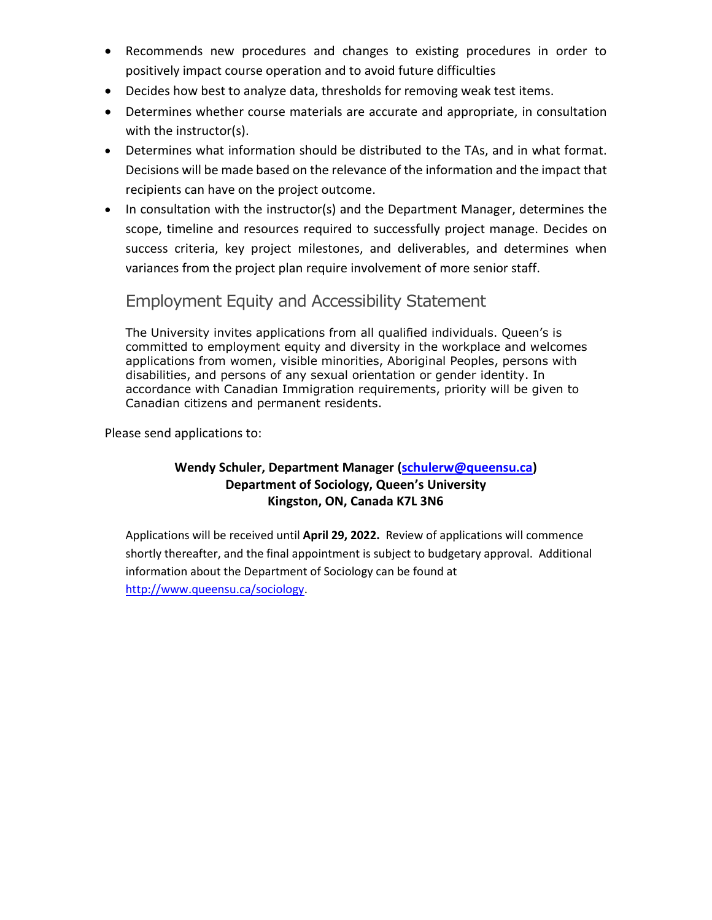- Recommends new procedures and changes to existing procedures in order to positively impact course operation and to avoid future difficulties
- Decides how best to analyze data, thresholds for removing weak test items.
- Determines whether course materials are accurate and appropriate, in consultation with the instructor(s).
- Determines what information should be distributed to the TAs, and in what format. Decisions will be made based on the relevance of the information and the impact that recipients can have on the project outcome.
- In consultation with the instructor(s) and the Department Manager, determines the scope, timeline and resources required to successfully project manage. Decides on success criteria, key project milestones, and deliverables, and determines when variances from the project plan require involvement of more senior staff.

## Employment Equity and Accessibility Statement

The University invites applications from all qualified individuals. Queen's is committed to employment equity and diversity in the workplace and welcomes applications from women, visible minorities, Aboriginal Peoples, persons with disabilities, and persons of any sexual orientation or gender identity. In accordance with Canadian Immigration requirements, priority will be given to Canadian citizens and permanent residents.

Please send applications to:

**Wendy Schuler, Department Manager (schulerw@queensu.ca)**
**Department of Sociology, Queen's University**
**Kingston, ON, Canada K7L 3N6**

Applications will be received until **April 29, 2022.** Review of applications will commence shortly thereafter, and the final appointment is subject to budgetary approval. Additional information about the Department of Sociology can be found at http://www.queensu.ca/sociology.